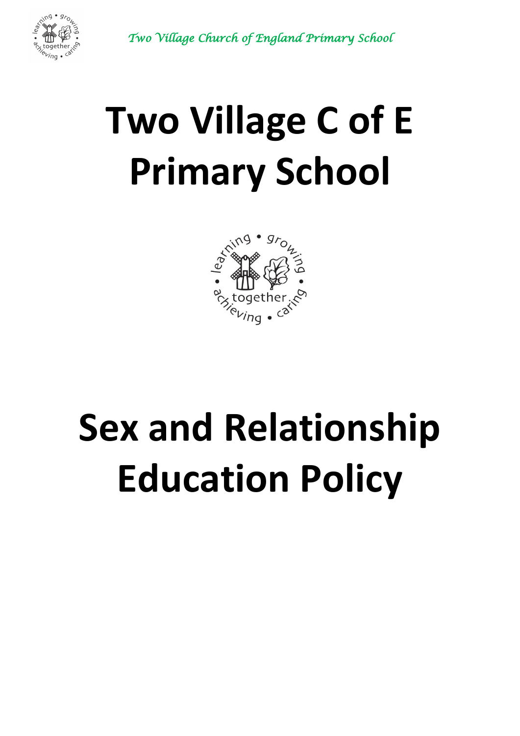# Two Village C of E Primary School

# Sex and Relationship Education Policy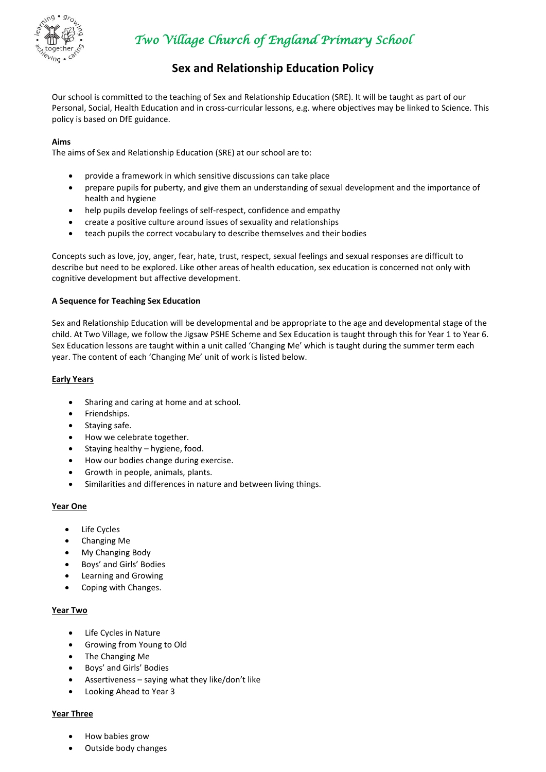# Two Village Church of England Primary School

## Sex and Relationship Education Policy

Our school is committed to the teaching of Sex and Relationship Education (SRE). It will be taught as part of our Personal, Social, Health Education and in cross-curricular lessons, e.g. where objectives may be linked to Science. This policy is based on DfE guidance.

**Aims**

The aims of Sex and Relationship Education (SRE) at our school are to:

- provide a framework in which sensitive discussions can take place
- prepare pupils for puberty, and give them an understanding of sexual development and the importance of health and hygiene
- help pupils develop feelings of self-respect, confidence and empathy
- create a positive culture around issues of sexuality and relationships
- teach pupils the correct vocabulary to describe themselves and their bodies

Concepts such as love, joy, anger, fear, hate, trust, respect, sexual feelings and sexual responses are difficult to describe but need to be explored. Like other areas of health education, sex education is concerned not only with cognitive development but affective development.

**A Sequence for Teaching Sex Education**

Sex and Relationship Education will be developmental and be appropriate to the age and developmental stage of the child. At Two Village, we follow the Jigsaw PSHE Scheme and Sex Education is taught through this for Year 1 to Year 6. Sex Education lessons are taught within a unit called 'Changing Me' which is taught during the summer term each year. The content of each 'Changing Me' unit of work is listed below.

**Early Years**

- Sharing and caring at home and at school.
- Friendships.
- Staying safe.
- How we celebrate together.
- Staying healthy – hygiene, food.
- How our bodies change during exercise.
- Growth in people, animals, plants.
- Similarities and differences in nature and between living things.

**Year One**

- Life Cycles
- Changing Me
- My Changing Body
- Boys' and Girls' Bodies
- Learning and Growing
- Coping with Changes.

**Year Two**

- Life Cycles in Nature
- Growing from Young to Old
- The Changing Me
- Boys' and Girls' Bodies
- Assertiveness – saying what they like/don't like
- Looking Ahead to Year 3

**Year Three**

- How babies grow
- Outside body changes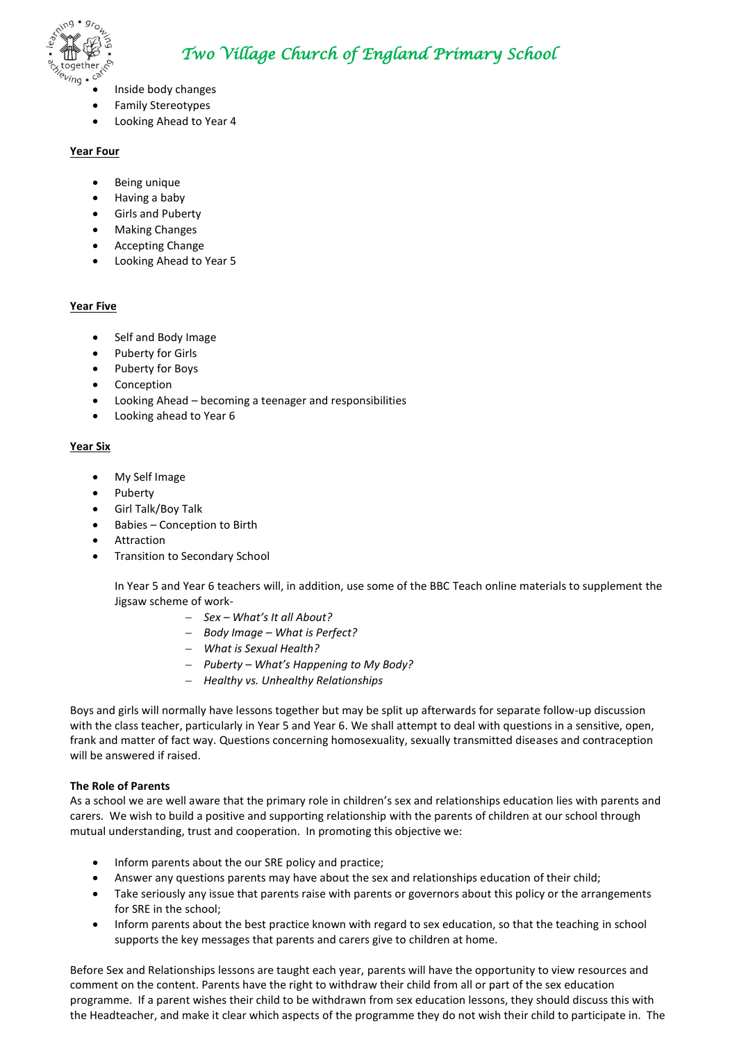- Inside body changes
- Family Stereotypes
- Looking Ahead to Year 4

**Year Four**

- Being unique
- Having a baby
- Girls and Puberty
- Making Changes
- Accepting Change
- Looking Ahead to Year 5

**Year Five**

- Self and Body Image
- Puberty for Girls
- Puberty for Boys
- Conception
- Looking Ahead – becoming a teenager and responsibilities
- Looking ahead to Year 6

**Year Six**

- My Self Image
- Puberty
- Girl Talk/Boy Talk
- Babies – Conception to Birth
- Attraction
- Transition to Secondary School

In Year 5 and Year 6 teachers will, in addition, use some of the BBC Teach online materials to supplement the Jigsaw scheme of work-

- *Sex – What's It all About?*
- *Body Image – What is Perfect?*
- *What is Sexual Health?*
- *Puberty – What's Happening to My Body?*
- *Healthy vs. Unhealthy Relationships*

Boys and girls will normally have lessons together but may be split up afterwards for separate follow-up discussion with the class teacher, particularly in Year 5 and Year 6. We shall attempt to deal with questions in a sensitive, open, frank and matter of fact way. Questions concerning homosexuality, sexually transmitted diseases and contraception will be answered if raised.

**The Role of Parents**

As a school we are well aware that the primary role in children's sex and relationships education lies with parents and carers. We wish to build a positive and supporting relationship with the parents of children at our school through mutual understanding, trust and cooperation. In promoting this objective we:

- Inform parents about the our SRE policy and practice;
- Answer any questions parents may have about the sex and relationships education of their child;
- Take seriously any issue that parents raise with parents or governors about this policy or the arrangements for SRE in the school;
- Inform parents about the best practice known with regard to sex education, so that the teaching in school supports the key messages that parents and carers give to children at home.

Before Sex and Relationships lessons are taught each year, parents will have the opportunity to view resources and comment on the content. Parents have the right to withdraw their child from all or part of the sex education programme. If a parent wishes their child to be withdrawn from sex education lessons, they should discuss this with the Headteacher, and make it clear which aspects of the programme they do not wish their child to participate in. The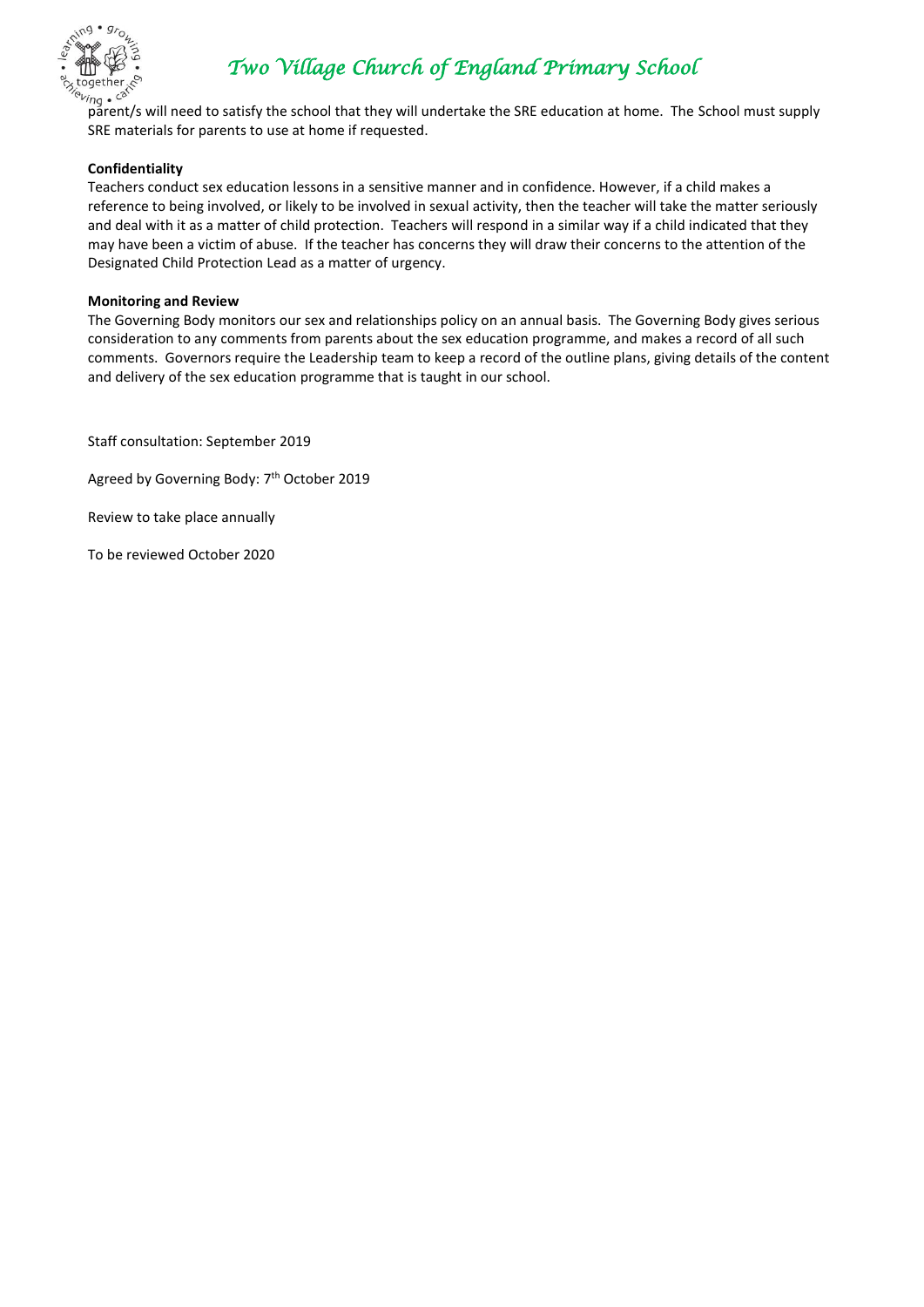parent/s will need to satisfy the school that they will undertake the SRE education at home. The School must supply SRE materials for parents to use at home if requested.

**Confidentiality**

Teachers conduct sex education lessons in a sensitive manner and in confidence. However, if a child makes a reference to being involved, or likely to be involved in sexual activity, then the teacher will take the matter seriously and deal with it as a matter of child protection. Teachers will respond in a similar way if a child indicated that they may have been a victim of abuse. If the teacher has concerns they will draw their concerns to the attention of the Designated Child Protection Lead as a matter of urgency.

**Monitoring and Review**

The Governing Body monitors our sex and relationships policy on an annual basis. The Governing Body gives serious consideration to any comments from parents about the sex education programme, and makes a record of all such comments. Governors require the Leadership team to keep a record of the outline plans, giving details of the content and delivery of the sex education programme that is taught in our school.

Staff consultation: September 2019

Agreed by Governing Body: 7th October 2019

Review to take place annually

To be reviewed October 2020